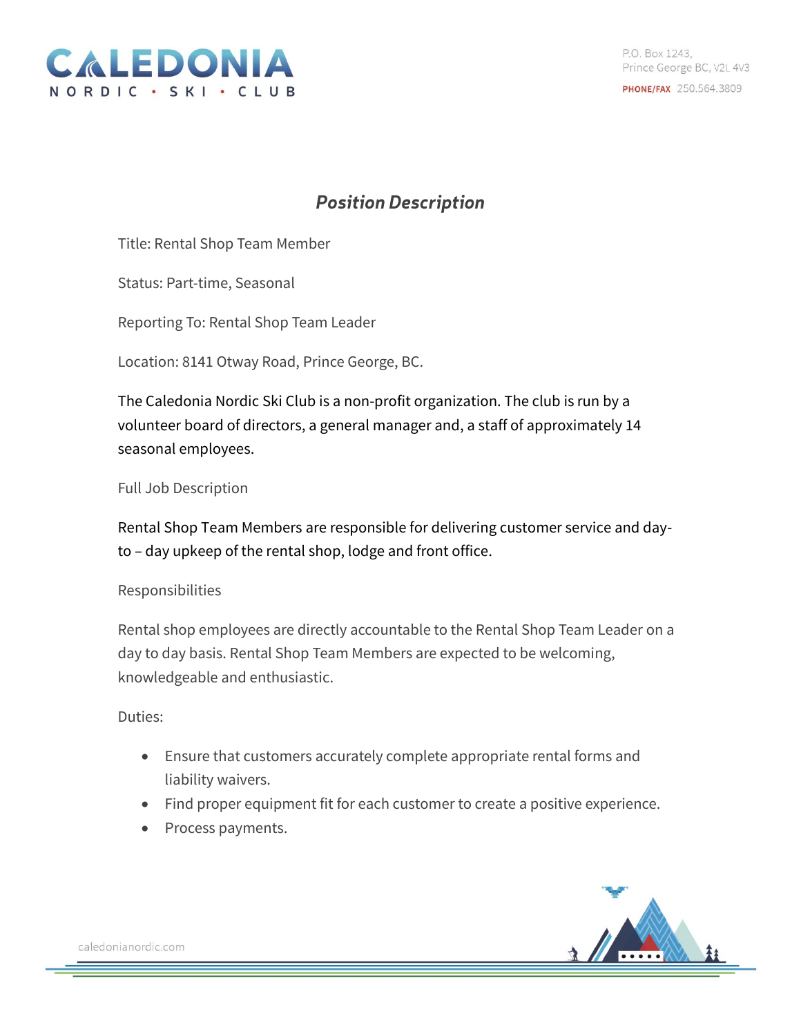# CALEDONIA NORDIC • SKI • CLUB

P.O. Box 1243,
Prince George BC, V2L 4V3
PHONE/FAX 250.564.3809

## *Position Description*

Title: Rental Shop Team Member

Status: Part-time, Seasonal

Reporting To: Rental Shop Team Leader

Location: 8141 Otway Road, Prince George, BC.

The Caledonia Nordic Ski Club is a non-profit organization. The club is run by a volunteer board of directors, a general manager and, a staff of approximately 14 seasonal employees.

Full Job Description

Rental Shop Team Members are responsible for delivering customer service and day-to – day upkeep of the rental shop, lodge and front office.

Responsibilities

Rental shop employees are directly accountable to the Rental Shop Team Leader on a day to day basis. Rental Shop Team Members are expected to be welcoming, knowledgeable and enthusiastic.

Duties:

- Ensure that customers accurately complete appropriate rental forms and liability waivers.
- Find proper equipment fit for each customer to create a positive experience.
- Process payments.

caledonianordic.com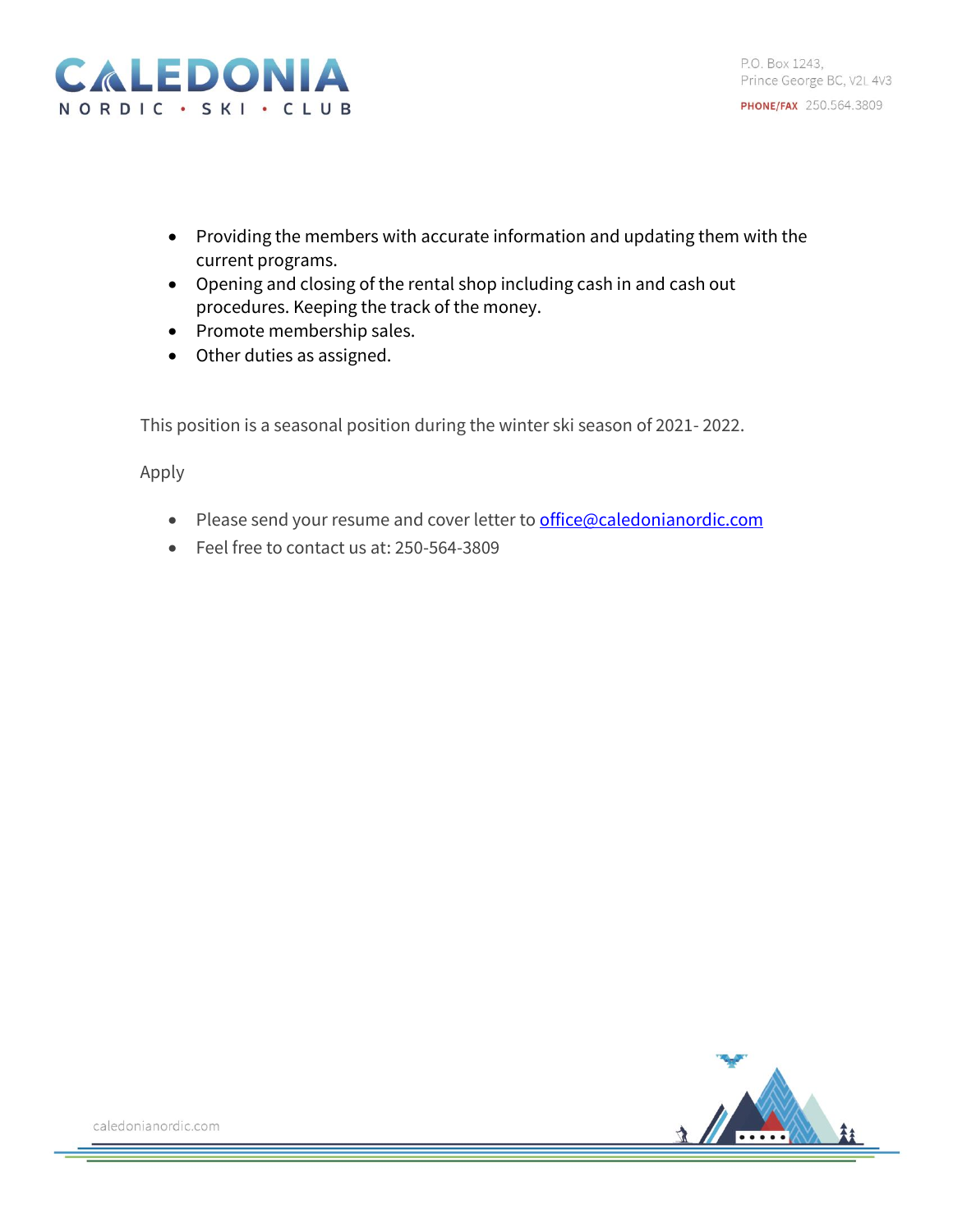- Providing the members with accurate information and updating them with the current programs.
- Opening and closing of the rental shop including cash in and cash out procedures. Keeping the track of the money.
- Promote membership sales.
- Other duties as assigned.

This position is a seasonal position during the winter ski season of 2021- 2022.

Apply

- Please send your resume and cover letter to office@caledonianordic.com
- Feel free to contact us at: 250-564-3809